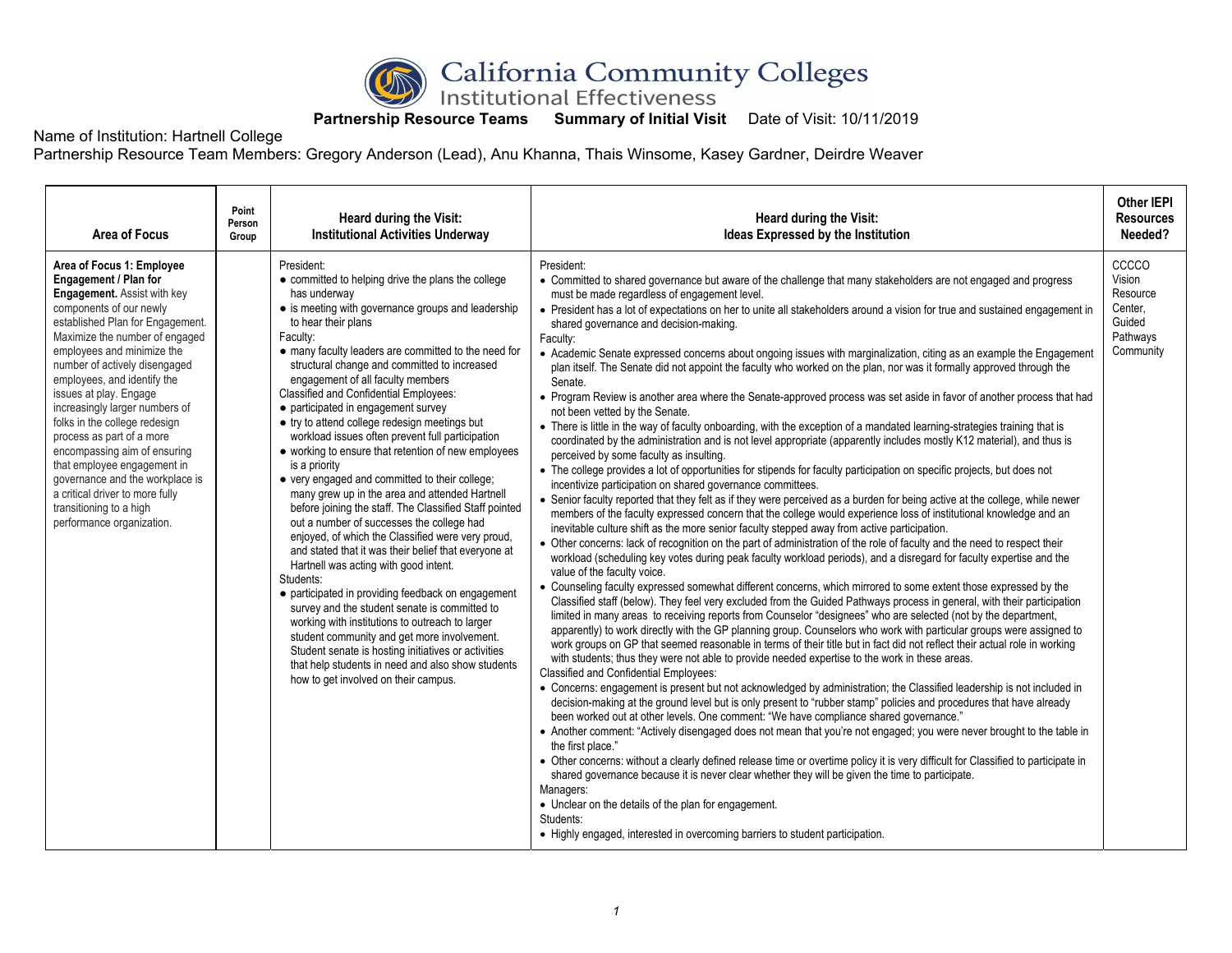# California Community Colleges Institutional Effectiveness

**Partnership Resource Teams  Summary of Initial Visit**  Date of Visit: 10/11/2019

Name of Institution: Hartnell College

Partnership Resource Team Members: Gregory Anderson (Lead), Anu Khanna, Thais Winsome, Kasey Gardner, Deirdre Weaver

| Area of Focus | Point Person Group | Heard during the Visit: Institutional Activities Underway | Heard during the Visit: Ideas Expressed by the Institution | Other IEPI Resources Needed? |
|---|---|---|---|---|
| **Area of Focus 1: Employee Engagement / Plan for Engagement.** Assist with key components of our newly established Plan for Engagement. Maximize the number of engaged employees and minimize the number of actively disengaged employees, and identify the issues at play. Engage increasingly larger numbers of folks in the college redesign process as part of a more encompassing aim of ensuring that employee engagement in governance and the workplace is a critical driver to more fully transitioning to a high performance organization. | | President:<br>● committed to helping drive the plans the college has underway<br>● is meeting with governance groups and leadership to hear their plans<br>Faculty:<br>● many faculty leaders are committed to the need for structural change and committed to increased engagement of all faculty members<br>Classified and Confidential Employees:<br>● participated in engagement survey<br>● try to attend college redesign meetings but workload issues often prevent full participation<br>● working to ensure that retention of new employees is a priority<br>● very engaged and committed to their college; many grew up in the area and attended Hartnell before joining the staff. The Classified Staff pointed out a number of successes the college had enjoyed, of which the Classified were very proud, and stated that it was their belief that everyone at Hartnell was acting with good intent.<br>Students:<br>● participated in providing feedback on engagement survey and the student senate is committed to working with institutions to outreach to larger student community and get more involvement. Student senate is hosting initiatives or activities that help students in need and also show students how to get involved on their campus. | President:<br>• Committed to shared governance but aware of the challenge that many stakeholders are not engaged and progress must be made regardless of engagement level.<br>• President has a lot of expectations on her to unite all stakeholders around a vision for true and sustained engagement in shared governance and decision-making.<br>Faculty:<br>• Academic Senate expressed concerns about ongoing issues with marginalization, citing as an example the Engagement plan itself. The Senate did not appoint the faculty who worked on the plan, nor was it formally approved through the Senate.<br>• Program Review is another area where the Senate-approved process was set aside in favor of another process that had not been vetted by the Senate.<br>• There is little in the way of faculty onboarding, with the exception of a mandated learning-strategies training that is coordinated by the administration and is not level appropriate (apparently includes mostly K12 material), and thus is perceived by some faculty as insulting.<br>• The college provides a lot of opportunities for stipends for faculty participation on specific projects, but does not incentivize participation on shared governance committees.<br>• Senior faculty reported that they felt as if they were perceived as a burden for being active at the college, while newer members of the faculty expressed concern that the college would experience loss of institutional knowledge and an inevitable culture shift as the more senior faculty stepped away from active participation.<br>• Other concerns: lack of recognition on the part of administration of the role of faculty and the need to respect their workload (scheduling key votes during peak faculty workload periods), and a disregard for faculty expertise and the value of the faculty voice.<br>• Counseling faculty expressed somewhat different concerns, which mirrored to some extent those expressed by the Classified staff (below). They feel very excluded from the Guided Pathways process in general, with their participation limited in many areas to receiving reports from Counselor "designees" who are selected (not by the department, apparently) to work directly with the GP planning group. Counselors who work with particular groups were assigned to work groups on GP that seemed reasonable in terms of their title but in fact did not reflect their actual role in working with students; thus they were not able to provide needed expertise to the work in these areas.<br>Classified and Confidential Employees:<br>• Concerns: engagement is present but not acknowledged by administration; the Classified leadership is not included in decision-making at the ground level but is only present to "rubber stamp" policies and procedures that have already been worked out at other levels. One comment: "We have compliance shared governance."<br>• Another comment: "Actively disengaged does not mean that you're not engaged; you were never brought to the table in the first place."<br>• Other concerns: without a clearly defined release time or overtime policy it is very difficult for Classified to participate in shared governance because it is never clear whether they will be given the time to participate.<br>Managers:<br>• Unclear on the details of the plan for engagement.<br>Students:<br>• Highly engaged, interested in overcoming barriers to student participation. | CCCCO Vision Resource Center, Guided Pathways Community |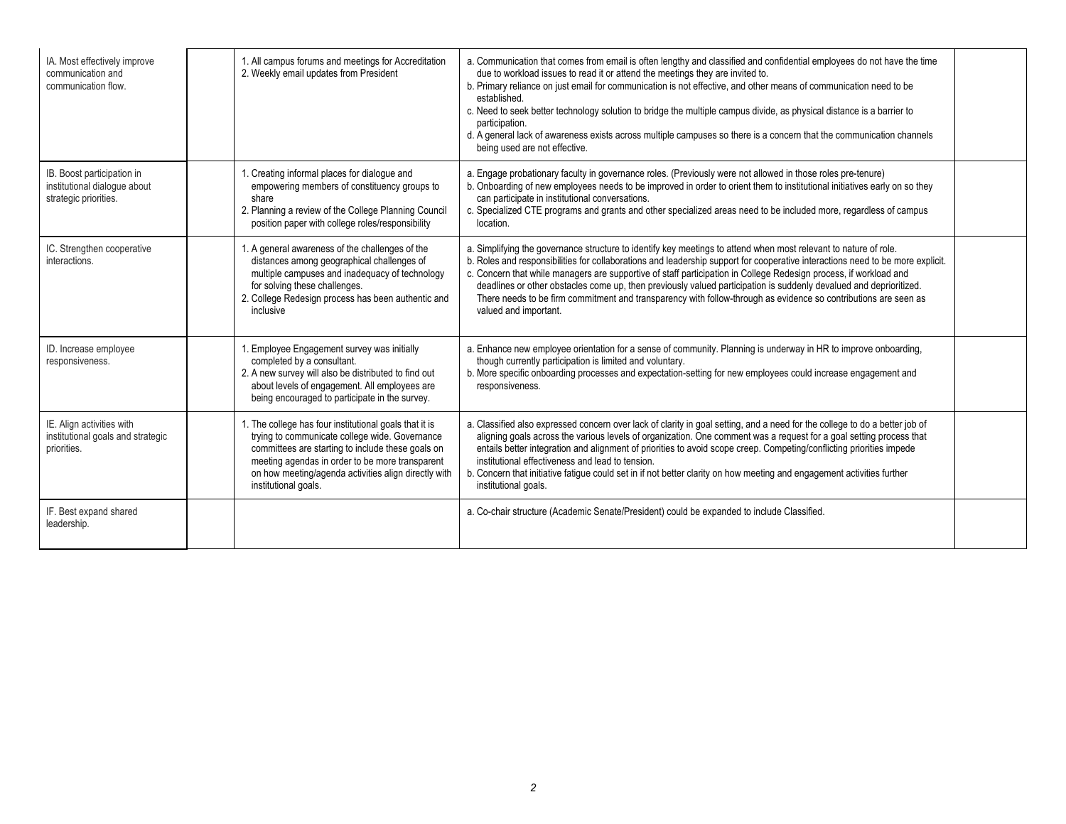| | | | | |
|---|---|---|---|---|
| IA. Most effectively improve communication and communication flow. | | 1. All campus forums and meetings for Accreditation<br>2. Weekly email updates from President | a. Communication that comes from email is often lengthy and classified and confidential employees do not have the time due to workload issues to read it or attend the meetings they are invited to.<br>b. Primary reliance on just email for communication is not effective, and other means of communication need to be established.<br>c. Need to seek better technology solution to bridge the multiple campus divide, as physical distance is a barrier to participation.<br>d. A general lack of awareness exists across multiple campuses so there is a concern that the communication channels being used are not effective. | |
| IB. Boost participation in institutional dialogue about strategic priorities. | | 1. Creating informal places for dialogue and empowering members of constituency groups to share<br>2. Planning a review of the College Planning Council position paper with college roles/responsibility | a. Engage probationary faculty in governance roles. (Previously were not allowed in those roles pre-tenure)<br>b. Onboarding of new employees needs to be improved in order to orient them to institutional initiatives early on so they can participate in institutional conversations.<br>c. Specialized CTE programs and grants and other specialized areas need to be included more, regardless of campus location. | |
| IC. Strengthen cooperative interactions. | | 1. A general awareness of the challenges of the distances among geographical challenges of multiple campuses and inadequacy of technology for solving these challenges.<br>2. College Redesign process has been authentic and inclusive | a. Simplifying the governance structure to identify key meetings to attend when most relevant to nature of role.<br>b. Roles and responsibilities for collaborations and leadership support for cooperative interactions need to be more explicit.<br>c. Concern that while managers are supportive of staff participation in College Redesign process, if workload and deadlines or other obstacles come up, then previously valued participation is suddenly devalued and deprioritized. There needs to be firm commitment and transparency with follow-through as evidence so contributions are seen as valued and important. | |
| ID. Increase employee responsiveness. | | 1. Employee Engagement survey was initially completed by a consultant.<br>2. A new survey will also be distributed to find out about levels of engagement. All employees are being encouraged to participate in the survey. | a. Enhance new employee orientation for a sense of community. Planning is underway in HR to improve onboarding, though currently participation is limited and voluntary.<br>b. More specific onboarding processes and expectation-setting for new employees could increase engagement and responsiveness. | |
| IE. Align activities with institutional goals and strategic priorities. | | 1. The college has four institutional goals that it is trying to communicate college wide. Governance committees are starting to include these goals on meeting agendas in order to be more transparent on how meeting/agenda activities align directly with institutional goals. | a. Classified also expressed concern over lack of clarity in goal setting, and a need for the college to do a better job of aligning goals across the various levels of organization. One comment was a request for a goal setting process that entails better integration and alignment of priorities to avoid scope creep. Competing/conflicting priorities impede institutional effectiveness and lead to tension.<br>b. Concern that initiative fatigue could set in if not better clarity on how meeting and engagement activities further institutional goals. | |
| IF. Best expand shared leadership. | | | a. Co-chair structure (Academic Senate/President) could be expanded to include Classified. | |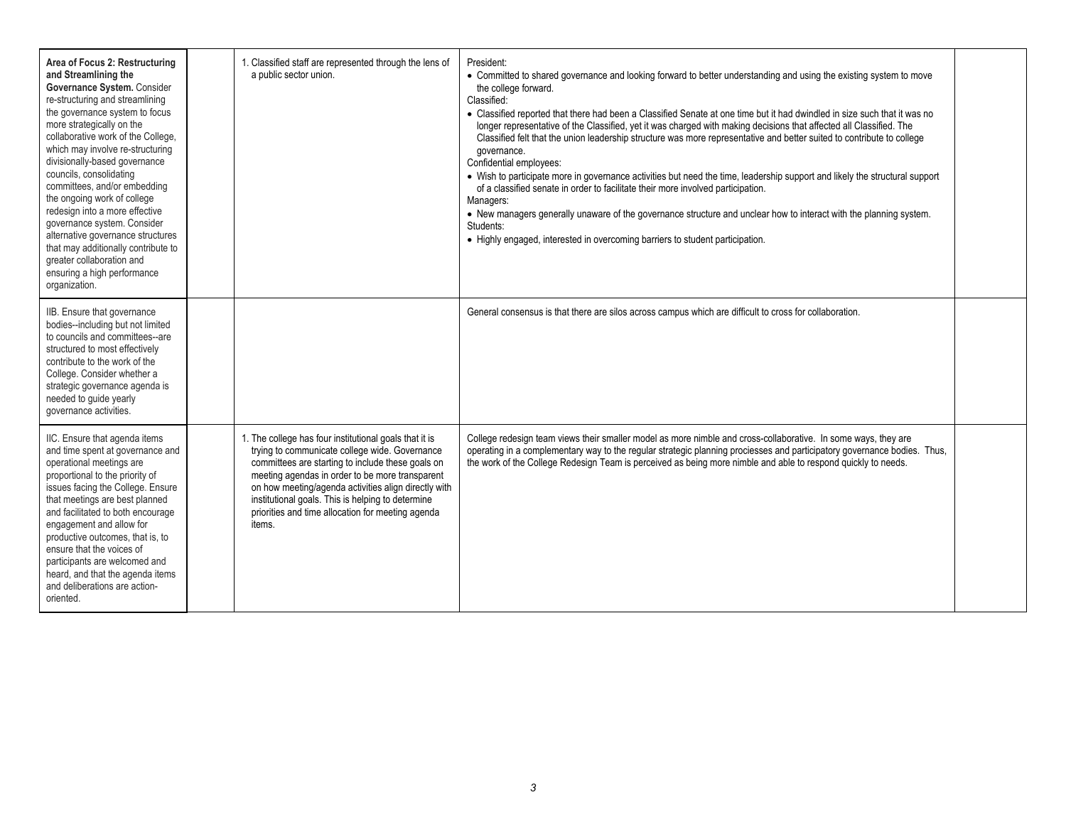| | | | | |
|---|---|---|---|---|
| **Area of Focus 2: Restructuring and Streamlining the Governance System.** Consider re-structuring and streamlining the governance system to focus more strategically on the collaborative work of the College, which may involve re-structuring divisionally-based governance councils, consolidating committees, and/or embedding the ongoing work of college redesign into a more effective governance system. Consider alternative governance structures that may additionally contribute to greater collaboration and ensuring a high performance organization. | | 1. Classified staff are represented through the lens of a public sector union. | President:<br>• Committed to shared governance and looking forward to better understanding and using the existing system to move the college forward.<br>Classified:<br>• Classified reported that there had been a Classified Senate at one time but it had dwindled in size such that it was no longer representative of the Classified, yet it was charged with making decisions that affected all Classified. The Classified felt that the union leadership structure was more representative and better suited to contribute to college governance.<br>Confidential employees:<br>• Wish to participate more in governance activities but need the time, leadership support and likely the structural support of a classified senate in order to facilitate their more involved participation.<br>Managers:<br>• New managers generally unaware of the governance structure and unclear how to interact with the planning system.<br>Students:<br>• Highly engaged, interested in overcoming barriers to student participation. | |
| IIB. Ensure that governance bodies--including but not limited to councils and committees--are structured to most effectively contribute to the work of the College. Consider whether a strategic governance agenda is needed to guide yearly governance activities. | | | General consensus is that there are silos across campus which are difficult to cross for collaboration. | |
| IIC. Ensure that agenda items and time spent at governance and operational meetings are proportional to the priority of issues facing the College. Ensure that meetings are best planned and facilitated to both encourage engagement and allow for productive outcomes, that is, to ensure that the voices of participants are welcomed and heard, and that the agenda items and deliberations are action-oriented. | | 1. The college has four institutional goals that it is trying to communicate college wide. Governance committees are starting to include these goals on meeting agendas in order to be more transparent on how meeting/agenda activities align directly with institutional goals. This is helping to determine priorities and time allocation for meeting agenda items. | College redesign team views their smaller model as more nimble and cross-collaborative. In some ways, they are operating in a complementary way to the regular strategic planning prociesses and participatory governance bodies. Thus, the work of the College Redesign Team is perceived as being more nimble and able to respond quickly to needs. | |